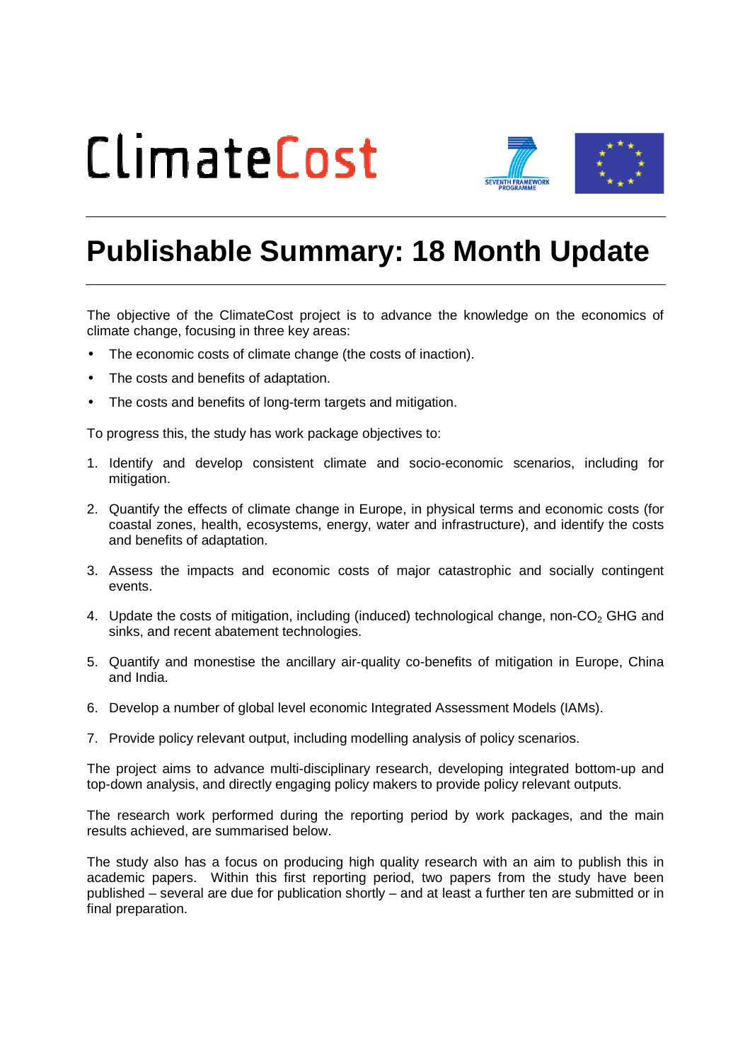ClimateCost

# Publishable Summary: 18 Month Update

The objective of the ClimateCost project is to advance the knowledge on the economics of climate change, focusing in three key areas:

- The economic costs of climate change (the costs of inaction).
- The costs and benefits of adaptation.
- The costs and benefits of long-term targets and mitigation.

To progress this, the study has work package objectives to:

1. Identify and develop consistent climate and socio-economic scenarios, including for mitigation.
2. Quantify the effects of climate change in Europe, in physical terms and economic costs (for coastal zones, health, ecosystems, energy, water and infrastructure), and identify the costs and benefits of adaptation.
3. Assess the impacts and economic costs of major catastrophic and socially contingent events.
4. Update the costs of mitigation, including (induced) technological change, non-$CO_2$ GHG and sinks, and recent abatement technologies.
5. Quantify and monestise the ancillary air-quality co-benefits of mitigation in Europe, China and India.
6. Develop a number of global level economic Integrated Assessment Models (IAMs).
7. Provide policy relevant output, including modelling analysis of policy scenarios.

The project aims to advance multi-disciplinary research, developing integrated bottom-up and top-down analysis, and directly engaging policy makers to provide policy relevant outputs.

The research work performed during the reporting period by work packages, and the main results achieved, are summarised below.

The study also has a focus on producing high quality research with an aim to publish this in academic papers. Within this first reporting period, two papers from the study have been published – several are due for publication shortly – and at least a further ten are submitted or in final preparation.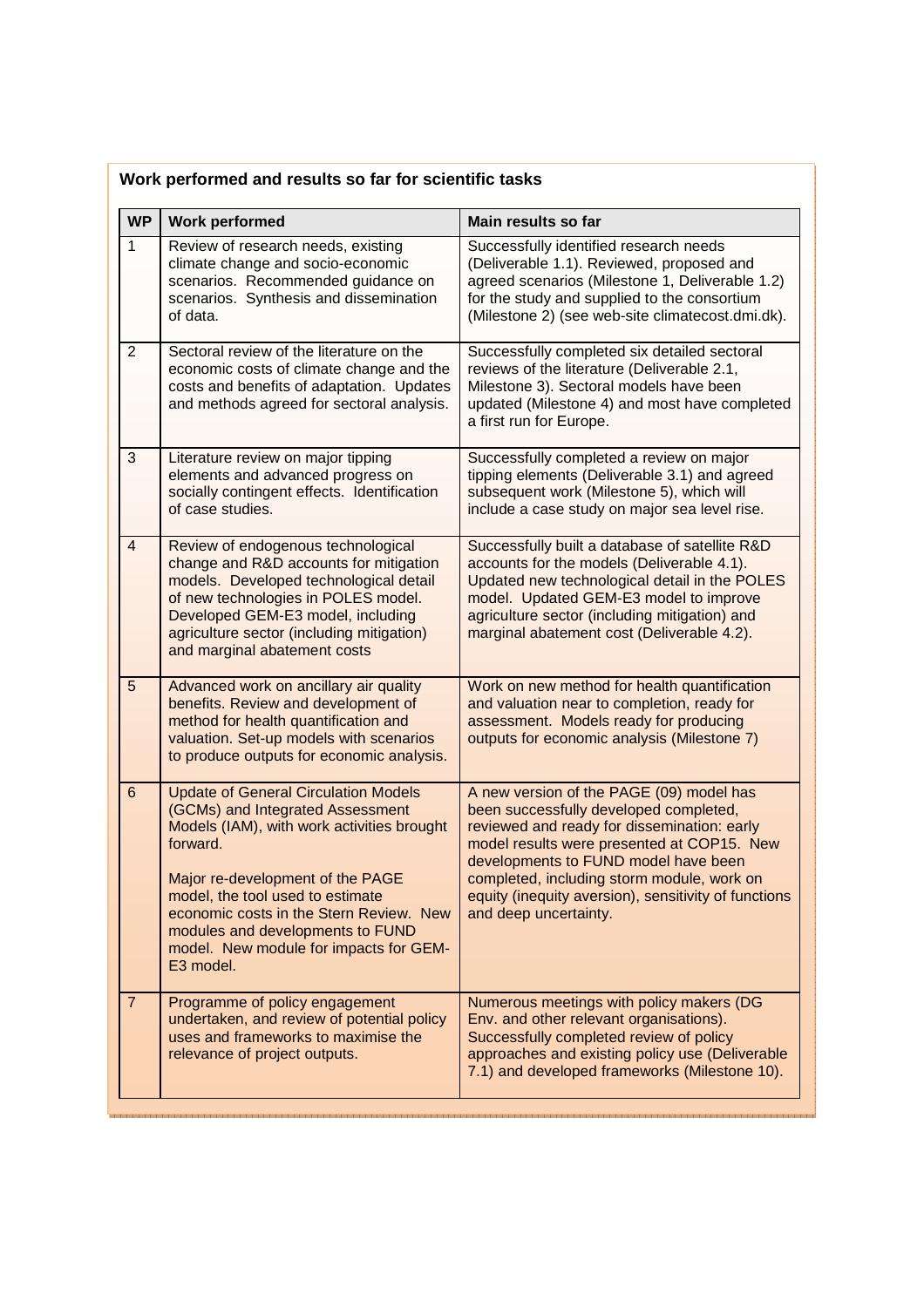**Work performed and results so far for scientific tasks**

| WP | Work performed | Main results so far |
|---|---|---|
| 1 | Review of research needs, existing climate change and socio-economic scenarios. Recommended guidance on scenarios. Synthesis and dissemination of data. | Successfully identified research needs (Deliverable 1.1). Reviewed, proposed and agreed scenarios (Milestone 1, Deliverable 1.2) for the study and supplied to the consortium (Milestone 2) (see web-site climatecost.dmi.dk). |
| 2 | Sectoral review of the literature on the economic costs of climate change and the costs and benefits of adaptation. Updates and methods agreed for sectoral analysis. | Successfully completed six detailed sectoral reviews of the literature (Deliverable 2.1, Milestone 3). Sectoral models have been updated (Milestone 4) and most have completed a first run for Europe. |
| 3 | Literature review on major tipping elements and advanced progress on socially contingent effects. Identification of case studies. | Successfully completed a review on major tipping elements (Deliverable 3.1) and agreed subsequent work (Milestone 5), which will include a case study on major sea level rise. |
| 4 | Review of endogenous technological change and R&D accounts for mitigation models. Developed technological detail of new technologies in POLES model. Developed GEM-E3 model, including agriculture sector (including mitigation) and marginal abatement costs | Successfully built a database of satellite R&D accounts for the models (Deliverable 4.1). Updated new technological detail in the POLES model. Updated GEM-E3 model to improve agriculture sector (including mitigation) and marginal abatement cost (Deliverable 4.2). |
| 5 | Advanced work on ancillary air quality benefits. Review and development of method for health quantification and valuation. Set-up models with scenarios to produce outputs for economic analysis. | Work on new method for health quantification and valuation near to completion, ready for assessment. Models ready for producing outputs for economic analysis (Milestone 7) |
| 6 | Update of General Circulation Models (GCMs) and Integrated Assessment Models (IAM), with work activities brought forward.<br><br>Major re-development of the PAGE model, the tool used to estimate economic costs in the Stern Review. New modules and developments to FUND model. New module for impacts for GEM-E3 model. | A new version of the PAGE (09) model has been successfully developed completed, reviewed and ready for dissemination: early model results were presented at COP15. New developments to FUND model have been completed, including storm module, work on equity (inequity aversion), sensitivity of functions and deep uncertainty. |
| 7 | Programme of policy engagement undertaken, and review of potential policy uses and frameworks to maximise the relevance of project outputs. | Numerous meetings with policy makers (DG Env. and other relevant organisations). Successfully completed review of policy approaches and existing policy use (Deliverable 7.1) and developed frameworks (Milestone 10). |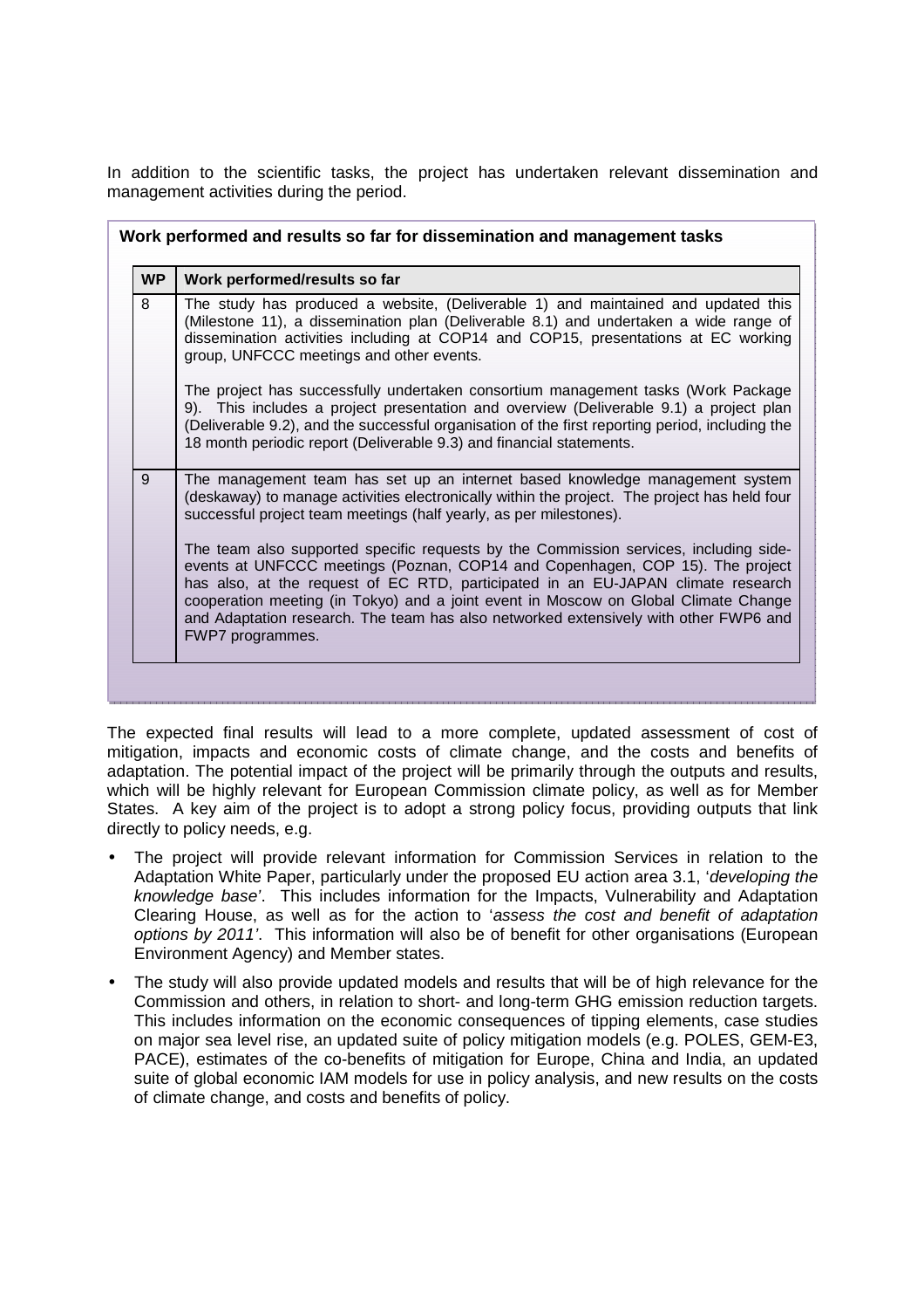In addition to the scientific tasks, the project has undertaken relevant dissemination and management activities during the period.

**Work performed and results so far for dissemination and management tasks**

| WP | Work performed/results so far |
|---|---|
| 8 | The study has produced a website, (Deliverable 1) and maintained and updated this (Milestone 11), a dissemination plan (Deliverable 8.1) and undertaken a wide range of dissemination activities including at COP14 and COP15, presentations at EC working group, UNFCCC meetings and other events.<br><br>The project has successfully undertaken consortium management tasks (Work Package 9). This includes a project presentation and overview (Deliverable 9.1) a project plan (Deliverable 9.2), and the successful organisation of the first reporting period, including the 18 month periodic report (Deliverable 9.3) and financial statements. |
| 9 | The management team has set up an internet based knowledge management system (deskaway) to manage activities electronically within the project. The project has held four successful project team meetings (half yearly, as per milestones).<br><br>The team also supported specific requests by the Commission services, including side-events at UNFCCC meetings (Poznan, COP14 and Copenhagen, COP 15). The project has also, at the request of EC RTD, participated in an EU-JAPAN climate research cooperation meeting (in Tokyo) and a joint event in Moscow on Global Climate Change and Adaptation research. The team has also networked extensively with other FWP6 and FWP7 programmes. |

The expected final results will lead to a more complete, updated assessment of cost of mitigation, impacts and economic costs of climate change, and the costs and benefits of adaptation. The potential impact of the project will be primarily through the outputs and results, which will be highly relevant for European Commission climate policy, as well as for Member States. A key aim of the project is to adopt a strong policy focus, providing outputs that link directly to policy needs, e.g.

- The project will provide relevant information for Commission Services in relation to the Adaptation White Paper, particularly under the proposed EU action area 3.1, '*developing the knowledge base*'. This includes information for the Impacts, Vulnerability and Adaptation Clearing House, as well as for the action to '*assess the cost and benefit of adaptation options by 2011*'. This information will also be of benefit for other organisations (European Environment Agency) and Member states.
- The study will also provide updated models and results that will be of high relevance for the Commission and others, in relation to short- and long-term GHG emission reduction targets. This includes information on the economic consequences of tipping elements, case studies on major sea level rise, an updated suite of policy mitigation models (e.g. POLES, GEM-E3, PACE), estimates of the co-benefits of mitigation for Europe, China and India, an updated suite of global economic IAM models for use in policy analysis, and new results on the costs of climate change, and costs and benefits of policy.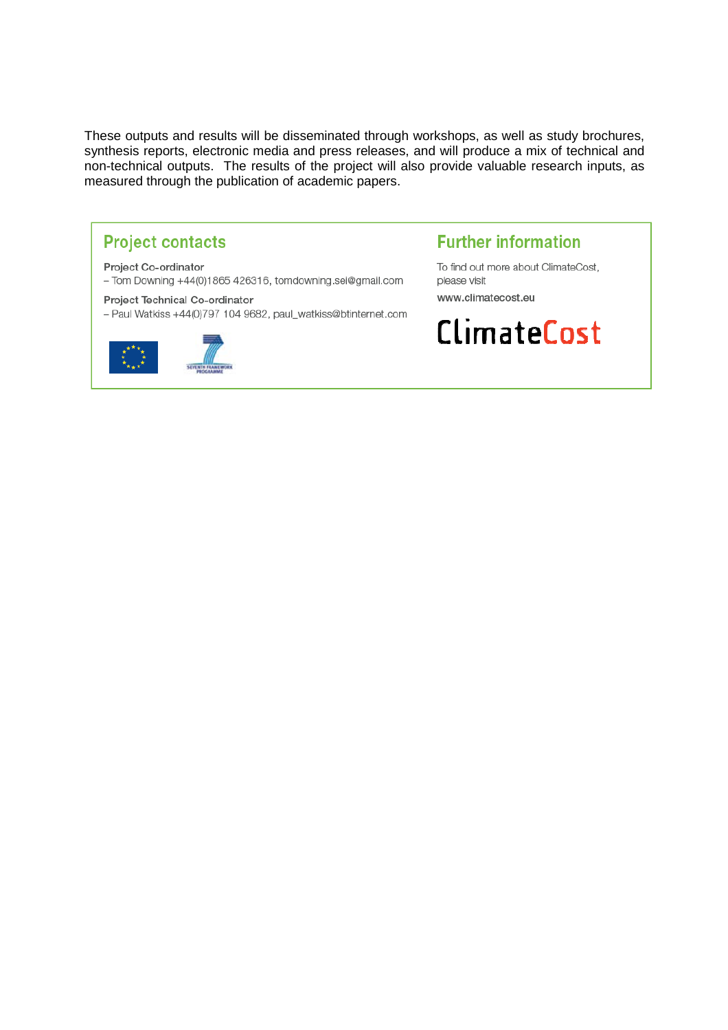These outputs and results will be disseminated through workshops, as well as study brochures, synthesis reports, electronic media and press releases, and will produce a mix of technical and non-technical outputs. The results of the project will also provide valuable research inputs, as measured through the publication of academic papers.

## Project contacts

**Project Co-ordinator**
– Tom Downing +44(0)1865 426316, tomdowning.sei@gmail.com

**Project Technical Co-ordinator**
– Paul Watkiss +44(0)797 104 9682, paul_watkiss@btinternet.com

SEVENTH FRAMEWORK PROGRAMME

## Further information

To find out more about ClimateCost, please visit

**www.climatecost.eu**

ClimateCost